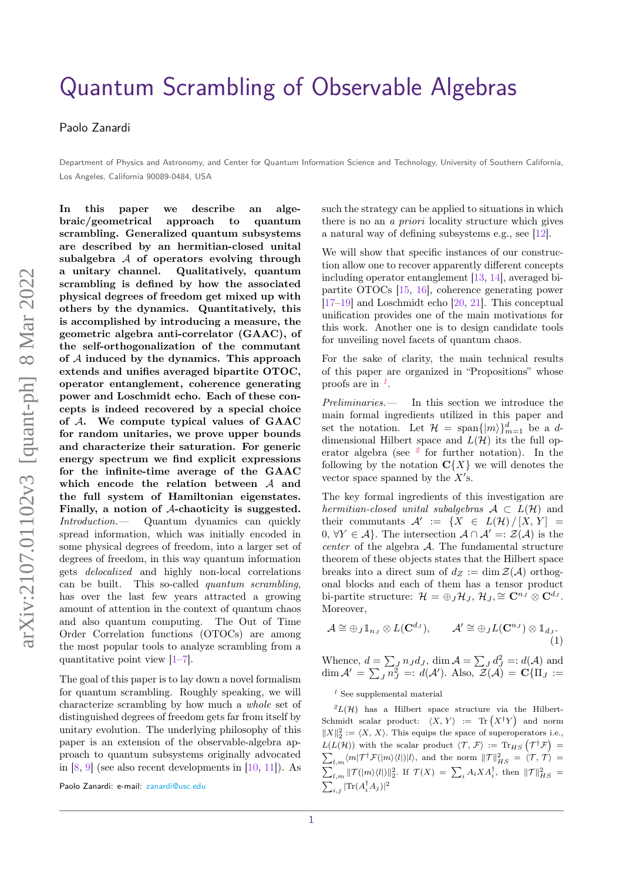# Quantum Scrambling of Observable Algebras

Paolo Zanardi

Department of Physics and Astronomy, and Center for Quantum Information Science and Technology, University of Southern California, Los Angeles, California 90089-0484, USA

**In this paper we describe an algebraic/geometrical approach to quantum scrambling. Generalized quantum subsystems are described by an hermitian-closed unital subalgebra $\mathcal{A}$ of operators evolving through a unitary channel. Qualitatively, quantum scrambling is defined by how the associated physical degrees of freedom get mixed up with others by the dynamics. Quantitatively, this is accomplished by introducing a measure, the geometric algebra anti-correlator (GAAC), of the self-orthogonalization of the commutant of $\mathcal{A}$ induced by the dynamics. This approach extends and unifies averaged bipartite OTOC, operator entanglement, coherence generating power and Loschmidt echo. Each of these concepts is indeed recovered by a special choice of $\mathcal{A}$. We compute typical values of GAAC for random unitaries, we prove upper bounds and characterize their saturation. For generic energy spectrum we find explicit expressions for the infinite-time average of the GAAC which encode the relation between $\mathcal{A}$ and the full system of Hamiltonian eigenstates. Finally, a notion of $\mathcal{A}$-chaoticity is suggested.**

*Introduction.—* Quantum dynamics can quickly spread information, which was initially encoded in some physical degrees of freedom, into a larger set of degrees of freedom, in this way quantum information gets *delocalized* and highly non-local correlations can be built. This so-called *quantum scrambling*, has over the last few years attracted a growing amount of attention in the context of quantum chaos and also quantum computing. The Out of Time Order Correlation functions (OTOCs) are among the most popular tools to analyze scrambling from a quantitative point view [1–7].

The goal of this paper is to lay down a novel formalism for quantum scrambling. Roughly speaking, we will characterize scrambling by how much a *whole* set of distinguished degrees of freedom gets far from itself by unitary evolution. The underlying philosophy of this paper is an extension of the observable-algebra approach to quantum subsystems originally advocated in [8, 9] (see also recent developments in [10, 11]). As such the strategy can be applied to situations in which there is no an *a priori* locality structure which gives a natural way of defining subsystems e.g., see [12].

We will show that specific instances of our construction allow one to recover apparently different concepts including operator entanglement [13, 14], averaged bipartite OTOCs [15, 16], coherence generating power [17–19] and Loschmidt echo [20, 21]. This conceptual unification provides one of the main motivations for this work. Another one is to design candidate tools for unveiling novel facets of quantum chaos.

For the sake of clarity, the main technical results of this paper are organized in "Propositions" whose proofs are in [1].

*Preliminaries.—* In this section we introduce the main formal ingredients utilized in this paper and set the notation. Let $\mathcal{H} = \mathrm{span}\{|m\rangle\}_{m=1}^d$ be a $d$-dimensional Hilbert space and $L(\mathcal{H})$ its the full operator algebra (see [2] for further notation). In the following by the notation $\mathbf{C}\{X\}$ we will denotes the vector space spanned by the $X'$s.

The key formal ingredients of this investigation are *hermitian-closed unital subalgebras* $\mathcal{A} \subset L(\mathcal{H})$ and their commutants $\mathcal{A}' := \{X \in L(\mathcal{H}) \,/\, [X, Y] = 0, \forall Y \in \mathcal{A}\}$. The intersection $\mathcal{A} \cap \mathcal{A}' =: \mathcal{Z}(\mathcal{A})$ is the *center* of the algebra $\mathcal{A}$. The fundamental structure theorem of these objects states that the Hilbert space breaks into a direct sum of $d_Z := \dim \mathcal{Z}(\mathcal{A})$ orthogonal blocks and each of them has a tensor product bi-partite structure: $\mathcal{H} = \oplus_J \mathcal{H}_J$, $\mathcal{H}_J, \cong \mathbf{C}^{n_J} \otimes \mathbf{C}^{d_J}$. Moreover,

$$\mathcal{A} \cong \oplus_J \mathbb{1}_{n_J} \otimes L(\mathbf{C}^{d_J}), \qquad \mathcal{A}' \cong \oplus_J L(\mathbf{C}^{n_J}) \otimes \mathbb{1}_{d_J}. \tag{1}$$

Whence, $d = \sum_J n_J d_J$, $\dim \mathcal{A} = \sum_J d_J^2 =: d(\mathcal{A})$ and $\dim \mathcal{A}' = \sum_J n_J^2 =: d(\mathcal{A}')$. Also, $\mathcal{Z}(\mathcal{A}) = \mathbf{C}\{\Pi_J :=$

[1] See supplemental material

[2] $L(\mathcal{H})$ has a Hilbert space structure via the Hilbert-Schmidt scalar product: $\langle X, Y\rangle := \mathrm{Tr}\left(X^\dagger Y\right)$ and norm $\|X\|_2^2 := \langle X, X\rangle$. This equips the space of superoperators i.e., $L(L(\mathcal{H}))$ with the scalar product $\langle \mathcal{T}, \mathcal{F}\rangle := \mathrm{Tr}_{HS}\left(\mathcal{T}^\dagger \mathcal{F}\right) = \sum_{l,m} \langle m|\mathcal{T}^\dagger \mathcal{F}(|m\rangle\langle l|)|l\rangle$, and the norm $\|\mathcal{T}\|_{HS}^2 = \langle \mathcal{T}, \mathcal{T}\rangle = \sum_{l,m} \|\mathcal{T}(|m\rangle\langle l|)\|_2^2$. If $\mathcal{T}(X) = \sum_i A_i X A_i^\dagger$, then $\|\mathcal{T}\|_{HS}^2 = \sum_{i,j} |\mathrm{Tr}(A_i^\dagger A_j)|^2$

Paolo Zanardi: e-mail: zanardi@usc.edu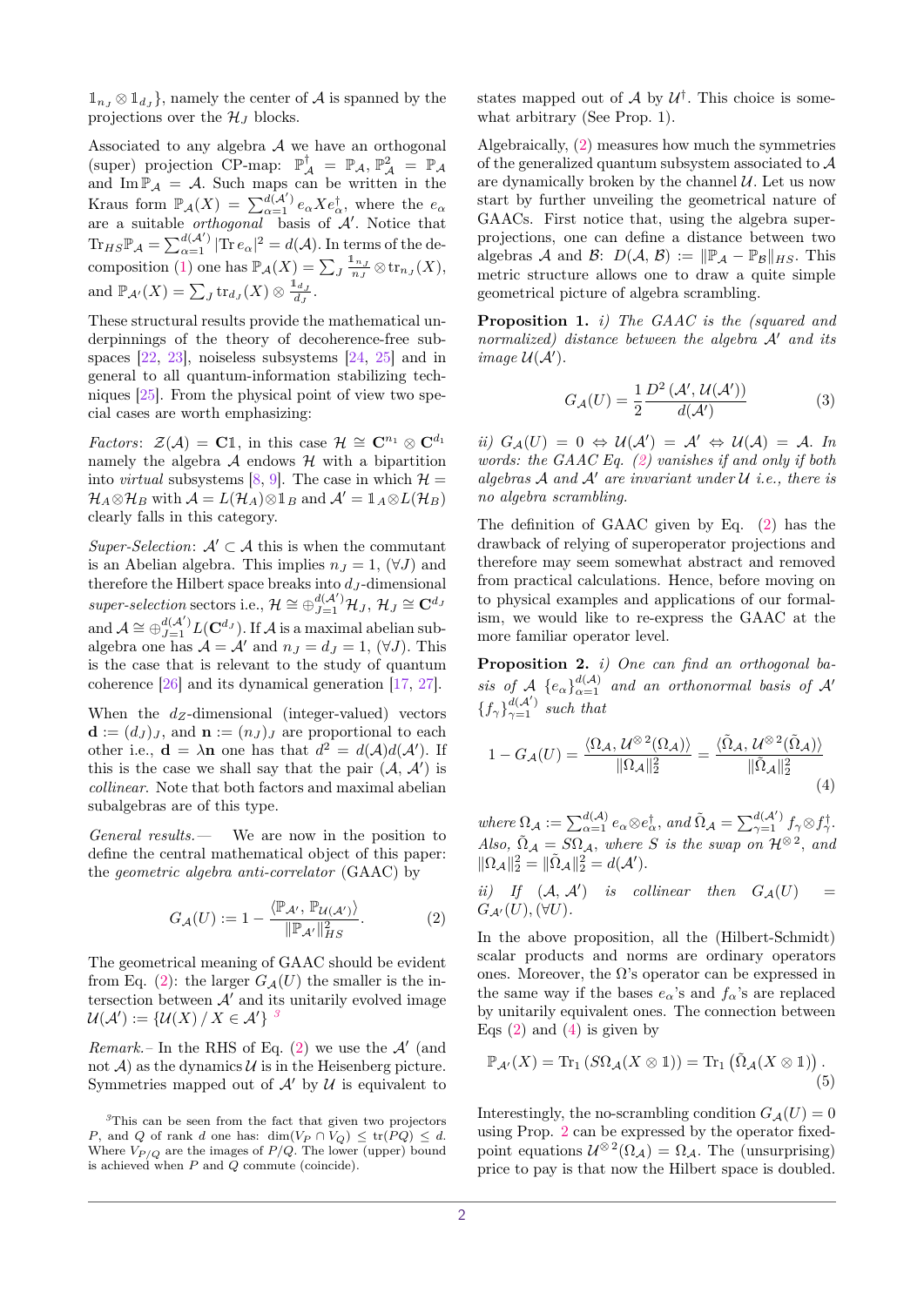$\mathbb{1}_{n_J} \otimes \mathbb{1}_{d_J}\}$, namely the center of $\mathcal{A}$ is spanned by the projections over the $\mathcal{H}_J$ blocks.

Associated to any algebra $\mathcal{A}$ we have an orthogonal (super) projection CP-map: $\mathbb{P}_\mathcal{A}^\dagger = \mathbb{P}_\mathcal{A}, \mathbb{P}_\mathcal{A}^2 = \mathbb{P}_\mathcal{A}$ and $\mathrm{Im}\,\mathbb{P}_\mathcal{A} = \mathcal{A}$. Such maps can be written in the Kraus form $\mathbb{P}_\mathcal{A}(X) = \sum_{\alpha=1}^{d(\mathcal{A}')} e_\alpha X e_\alpha^\dagger$, where the $e_\alpha$ are a suitable *orthogonal* basis of $\mathcal{A}'$. Notice that $\mathrm{Tr}_{HS}\mathbb{P}_\mathcal{A} = \sum_{\alpha=1}^{d(\mathcal{A}')} |\mathrm{Tr}\, e_\alpha|^2 = d(\mathcal{A})$. In terms of the decomposition (1) one has $\mathbb{P}_\mathcal{A}(X) = \sum_J \frac{\mathbb{1}_{n_J}}{n_J} \otimes \mathrm{tr}_{n_J}(X)$, and $\mathbb{P}_{\mathcal{A}'}(X) = \sum_J \mathrm{tr}_{d_J}(X) \otimes \frac{\mathbb{1}_{d_J}}{d_J}$.

These structural results provide the mathematical underpinnings of the theory of decoherence-free subspaces [22, 23], noiseless subsystems [24, 25] and in general to all quantum-information stabilizing techniques [25]. From the physical point of view two special cases are worth emphasizing:

*Factors*: $\mathcal{Z}(\mathcal{A}) = \mathbf{C}\mathbb{1}$, in this case $\mathcal{H} \cong \mathbf{C}^{n_1} \otimes \mathbf{C}^{d_1}$ namely the algebra $\mathcal{A}$ endows $\mathcal{H}$ with a bipartition into *virtual* subsystems [8, 9]. The case in which $\mathcal{H} = \mathcal{H}_A \otimes \mathcal{H}_B$ with $\mathcal{A} = L(\mathcal{H}_A) \otimes \mathbb{1}_B$ and $\mathcal{A}' = \mathbb{1}_A \otimes L(\mathcal{H}_B)$ clearly falls in this category.

*Super-Selection*: $\mathcal{A}' \subset \mathcal{A}$ this is when the commutant is an Abelian algebra. This implies $n_J = 1$, $(\forall J)$ and therefore the Hilbert space breaks into $d_J$-dimensional *super-selection* sectors i.e., $\mathcal{H} \cong \oplus_{J=1}^{d(\mathcal{A}')} \mathcal{H}_J$, $\mathcal{H}_J \cong \mathbf{C}^{d_J}$ and $\mathcal{A} \cong \oplus_{J=1}^{d(\mathcal{A}')} L(\mathbf{C}^{d_J})$. If $\mathcal{A}$ is a maximal abelian subalgebra one has $\mathcal{A} = \mathcal{A}'$ and $n_J = d_J = 1$, $(\forall J)$. This is the case that is relevant to the study of quantum coherence [26] and its dynamical generation [17, 27].

When the $d_Z$-dimensional (integer-valued) vectors $\mathbf{d} := (d_J)_J$, and $\mathbf{n} := (n_J)_J$ are proportional to each other i.e., $\mathbf{d} = \lambda \mathbf{n}$ one has that $d^2 = d(\mathcal{A})d(\mathcal{A}')$. If this is the case we shall say that the pair $(\mathcal{A}, \mathcal{A}')$ is *collinear*. Note that both factors and maximal abelian subalgebras are of this type.

*General results.—* We are now in the position to define the central mathematical object of this paper: the *geometric algebra anti-correlator* (GAAC) by

$$G_\mathcal{A}(U) := 1 - \frac{\langle \mathbb{P}_{\mathcal{A}'}, \mathbb{P}_{\mathcal{U}(\mathcal{A}')}\rangle}{\|\mathbb{P}_{\mathcal{A}'}\|_{HS}^2}. \tag{2}$$

The geometrical meaning of GAAC should be evident from Eq. (2): the larger $G_\mathcal{A}(U)$ the smaller is the intersection between $\mathcal{A}'$ and its unitarily evolved image $\mathcal{U}(\mathcal{A}') := \{\mathcal{U}(X)\,/\,X \in \mathcal{A}'\}$ [3]

*Remark.–* In the RHS of Eq. (2) we use the $\mathcal{A}'$ (and not $\mathcal{A}$) as the dynamics $\mathcal{U}$ is in the Heisenberg picture. Symmetries mapped out of $\mathcal{A}'$ by $\mathcal{U}$ is equivalent to states mapped out of $\mathcal{A}$ by $\mathcal{U}^\dagger$. This choice is somewhat arbitrary (See Prop. 1).

Algebraically, (2) measures how much the symmetries of the generalized quantum subsystem associated to $\mathcal{A}$ are dynamically broken by the channel $\mathcal{U}$. Let us now start by further unveiling the geometrical nature of GAACs. First notice that, using the algebra superprojections, one can define a distance between two algebras $\mathcal{A}$ and $\mathcal{B}$: $D(\mathcal{A}, \mathcal{B}) := \|\mathbb{P}_\mathcal{A} - \mathbb{P}_\mathcal{B}\|_{HS}$. This metric structure allows one to draw a quite simple geometrical picture of algebra scrambling.

**Proposition 1.** *i) The GAAC is the (squared and normalized) distance between the algebra $\mathcal{A}'$ and its image $\mathcal{U}(\mathcal{A}')$.*

$$G_\mathcal{A}(U) = \frac{1}{2}\frac{D^2(\mathcal{A}', \mathcal{U}(\mathcal{A}'))}{d(\mathcal{A}')} \tag{3}$$

*ii) $G_\mathcal{A}(U) = 0 \Leftrightarrow \mathcal{U}(\mathcal{A}') = \mathcal{A}' \Leftrightarrow \mathcal{U}(\mathcal{A}) = \mathcal{A}$. In words: the GAAC Eq. (2) vanishes if and only if both algebras $\mathcal{A}$ and $\mathcal{A}'$ are invariant under $\mathcal{U}$ i.e., there is no algebra scrambling.*

The definition of GAAC given by Eq. (2) has the drawback of relying of superoperator projections and therefore may seem somewhat abstract and removed from practical calculations. Hence, before moving on to physical examples and applications of our formalism, we would like to re-express the GAAC at the more familiar operator level.

**Proposition 2.** *i) One can find an orthogonal basis of $\mathcal{A}$ $\{e_\alpha\}_{\alpha=1}^{d(\mathcal{A})}$ and an orthonormal basis of $\mathcal{A}'$ $\{f_\gamma\}_{\gamma=1}^{d(\mathcal{A}')}$ such that*

$$1 - G_\mathcal{A}(U) = \frac{\langle \Omega_\mathcal{A}, \mathcal{U}^{\otimes 2}(\Omega_\mathcal{A})\rangle}{\|\Omega_\mathcal{A}\|_2^2} = \frac{\langle \tilde{\Omega}_\mathcal{A}, \mathcal{U}^{\otimes 2}(\tilde{\Omega}_\mathcal{A})\rangle}{\|\tilde{\Omega}_\mathcal{A}\|_2^2} \tag{4}$$

*where $\Omega_\mathcal{A} := \sum_{\alpha=1}^{d(\mathcal{A})} e_\alpha \otimes e_\alpha^\dagger$, and $\tilde{\Omega}_\mathcal{A} = \sum_{\gamma=1}^{d(\mathcal{A}')} f_\gamma \otimes f_\gamma^\dagger$. Also, $\tilde{\Omega}_\mathcal{A} = S\Omega_\mathcal{A}$, where $S$ is the swap on $\mathcal{H}^{\otimes 2}$, and $\|\Omega_\mathcal{A}\|_2^2 = \|\tilde{\Omega}_\mathcal{A}\|_2^2 = d(\mathcal{A}')$.*

*ii) If $(\mathcal{A}, \mathcal{A}')$ is collinear then $G_\mathcal{A}(U) = G_{\mathcal{A}'}(U), (\forall U)$.*

In the above proposition, all the (Hilbert-Schmidt) scalar products and norms are ordinary operators ones. Moreover, the $\Omega$'s operator can be expressed in the same way if the bases $e_\alpha$'s and $f_\alpha$'s are replaced by unitarily equivalent ones. The connection between Eqs (2) and (4) is given by

$$\mathbb{P}_{\mathcal{A}'}(X) = \mathrm{Tr}_1\left(S\Omega_\mathcal{A}(X \otimes \mathbb{1})\right) = \mathrm{Tr}_1\left(\tilde{\Omega}_\mathcal{A}(X \otimes \mathbb{1})\right). \tag{5}$$

Interestingly, the no-scrambling condition $G_\mathcal{A}(U) = 0$ using Prop. 2 can be expressed by the operator fixed-point equations $\mathcal{U}^{\otimes 2}(\Omega_\mathcal{A}) = \Omega_\mathcal{A}$. The (unsurprising) price to pay is that now the Hilbert space is doubled.

[3] This can be seen from the fact that given two projectors $P$, and $Q$ of rank $d$ one has: $\dim(V_P \cap V_Q) \le \mathrm{tr}(PQ) \le d$. Where $V_{P/Q}$ are the images of $P/Q$. The lower (upper) bound is achieved when $P$ and $Q$ commute (coincide).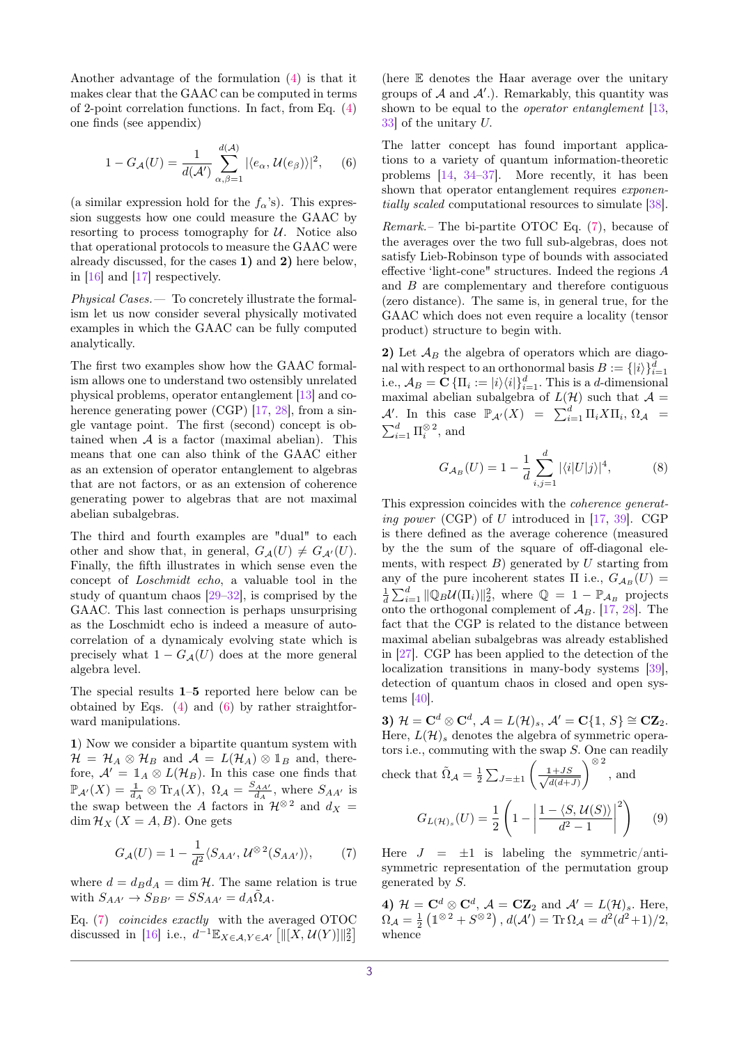Another advantage of the formulation (4) is that it makes clear that the GAAC can be computed in terms of 2-point correlation functions. In fact, from Eq. (4) one finds (see appendix)

$$1 - G_{\mathcal{A}}(U) = \frac{1}{d(\mathcal{A}')} \sum_{\alpha,\beta=1}^{d(\mathcal{A})} |\langle e_\alpha, \mathcal{U}(e_\beta)\rangle|^2, \qquad (6)$$

(a similar expression hold for the $f_\alpha$'s). This expression suggests how one could measure the GAAC by resorting to process tomography for $\mathcal{U}$. Notice also that operational protocols to measure the GAAC were already discussed, for the cases **1)** and **2)** here below, in [16] and [17] respectively.

*Physical Cases.—* To concretely illustrate the formalism let us now consider several physically motivated examples in which the GAAC can be fully computed analytically.

The first two examples show how the GAAC formalism allows one to understand two ostensibly unrelated physical problems, operator entanglement [13] and coherence generating power (CGP) [17, 28], from a single vantage point. The first (second) concept is obtained when $\mathcal{A}$ is a factor (maximal abelian). This means that one can also think of the GAAC either as an extension of operator entanglement to algebras that are not factors, or as an extension of coherence generating power to algebras that are not maximal abelian subalgebras.

The third and fourth examples are "dual" to each other and show that, in general, $G_{\mathcal{A}}(U) \neq G_{\mathcal{A}'}(U)$. Finally, the fifth illustrates in which sense even the concept of *Loschmidt echo*, a valuable tool in the study of quantum chaos [29–32], is comprised by the GAAC. This last connection is perhaps unsurprising as the Loschmidt echo is indeed a measure of auto-correlation of a dynamicaly evolving state which is precisely what $1 - G_{\mathcal{A}}(U)$ does at the more general algebra level.

The special results **1**–**5** reported here below can be obtained by Eqs. (4) and (6) by rather straightforward manipulations.

**1)** Now we consider a bipartite quantum system with $\mathcal{H} = \mathcal{H}_A \otimes \mathcal{H}_B$ and $\mathcal{A} = L(\mathcal{H}_A) \otimes \mathbb{1}_B$ and, therefore, $\mathcal{A}' = \mathbb{1}_A \otimes L(\mathcal{H}_B)$. In this case one finds that $\mathbb{P}_{\mathcal{A}'}(X) = \frac{1}{d_A} \otimes \mathrm{Tr}_A(X)$, $\Omega_{\mathcal{A}} = \frac{S_{AA'}}{d_A}$, where $S_{AA'}$ is the swap between the $A$ factors in $\mathcal{H}^{\otimes 2}$ and $d_X = \dim \mathcal{H}_X$ $(X = A, B)$. One gets

$$G_{\mathcal{A}}(U) = 1 - \frac{1}{d^2} \langle S_{AA'}, \mathcal{U}^{\otimes 2}(S_{AA'})\rangle, \qquad (7)$$

where $d = d_B d_A = \dim \mathcal{H}$. The same relation is true with $S_{AA'} \to S_{BB'} = S S_{AA'} = d_A \tilde{\Omega}_{\mathcal{A}}$.

Eq. (7) *coincides exactly* with the averaged OTOC discussed in [16] i.e., $d^{-1} \mathbb{E}_{X \in \mathcal{A}, Y \in \mathcal{A}'} \left[ \| [X, \mathcal{U}(Y)] \|_2^2 \right]$ (here $\mathbb{E}$ denotes the Haar average over the unitary groups of $\mathcal{A}$ and $\mathcal{A}'$.). Remarkably, this quantity was shown to be equal to the *operator entanglement* [13, 33] of the unitary $U$.

The latter concept has found important applications to a variety of quantum information-theoretic problems [14, 34–37]. More recently, it has been shown that operator entanglement requires *exponentially scaled* computational resources to simulate [38].

*Remark.–* The bi-partite OTOC Eq. (7), because of the averages over the two full sub-algebras, does not satisfy Lieb-Robinson type of bounds with associated effective 'light-cone" structures. Indeed the regions $A$ and $B$ are complementary and therefore contiguous (zero distance). The same is, in general true, for the GAAC which does not even require a locality (tensor product) structure to begin with.

**2)** Let $\mathcal{A}_B$ the algebra of operators which are diagonal with respect to an orthonormal basis $B := \{|i\rangle\}_{i=1}^d$ i.e., $\mathcal{A}_B = \mathbf{C}\{\Pi_i := |i\rangle\langle i|\}_{i=1}^d$. This is a $d$-dimensional maximal abelian subalgebra of $L(\mathcal{H})$ such that $\mathcal{A} = \mathcal{A}'$. In this case $\mathbb{P}_{\mathcal{A}'}(X) = \sum_{i=1}^d \Pi_i X \Pi_i$, $\Omega_{\mathcal{A}} = \sum_{i=1}^d \Pi_i^{\otimes 2}$, and

$$G_{\mathcal{A}_B}(U) = 1 - \frac{1}{d} \sum_{i,j=1}^d |\langle i|U|j\rangle|^4, \qquad (8)$$

This expression coincides with the *coherence generating power* (CGP) of $U$ introduced in [17, 39]. CGP is there defined as the average coherence (measured by the the sum of the square of off-diagonal elements, with respect $B$) generated by $U$ starting from any of the pure incoherent states $\Pi$ i.e., $G_{\mathcal{A}_B}(U) = \frac{1}{d} \sum_{i=1}^d \|\mathbb{Q}_B \mathcal{U}(\Pi_i)\|_2^2$, where $\mathbb{Q} = 1 - \mathbb{P}_{\mathcal{A}_B}$ projects onto the orthogonal complement of $\mathcal{A}_B$. [17, 28]. The fact that the CGP is related to the distance between maximal abelian subalgebras was already established in [27]. CGP has been applied to the detection of the localization transitions in many-body systems [39], detection of quantum chaos in closed and open systems [40].

**3)** $\mathcal{H} = \mathbf{C}^d \otimes \mathbf{C}^d$, $\mathcal{A} = L(\mathcal{H})_s$, $\mathcal{A}' = \mathbf{C}\{\mathbb{1}, S\} \cong \mathbf{CZ}_2$. Here, $L(\mathcal{H})_s$ denotes the algebra of symmetric operators i.e., commuting with the swap $S$. One can readily check that $\tilde{\Omega}_{\mathcal{A}} = \frac{1}{2} \sum_{J=\pm 1} \left( \frac{\mathbb{1} + JS}{\sqrt{d(d+J)}} \right)^{\otimes 2}$, and

$$G_{L(\mathcal{H})_s}(U) = \frac{1}{2} \left( 1 - \left| \frac{1 - \langle S, \mathcal{U}(S)\rangle}{d^2 - 1} \right|^2 \right) \qquad (9)$$

Here $J = \pm 1$ is labeling the symmetric/anti-symmetric representation of the permutation group generated by $S$.

**4)** $\mathcal{H} = \mathbf{C}^d \otimes \mathbf{C}^d$, $\mathcal{A} = \mathbf{CZ}_2$ and $\mathcal{A}' = L(\mathcal{H})_s$. Here, $\Omega_{\mathcal{A}} = \frac{1}{2} \left( \mathbb{1}^{\otimes 2} + S^{\otimes 2} \right)$, $d(\mathcal{A}') = \mathrm{Tr}\, \Omega_{\mathcal{A}} = d^2(d^2+1)/2$, whence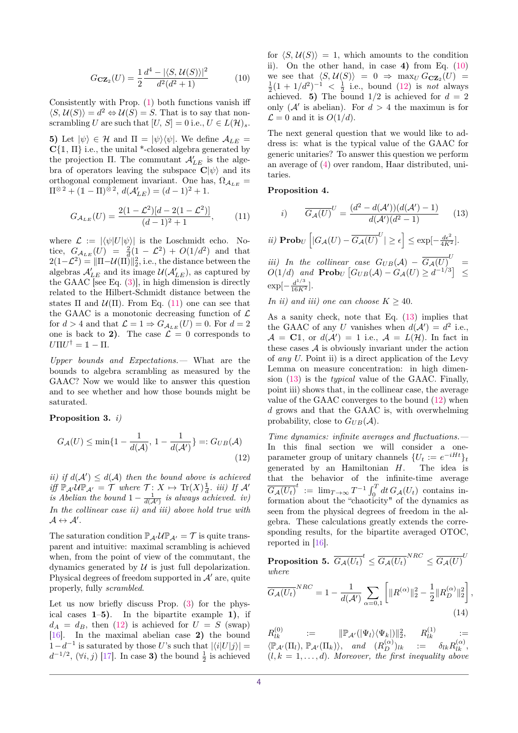$$G_{\mathbf{CZ}_2}(U) = \frac{1}{2}\frac{d^4 - |\langle S, \mathcal{U}(S)\rangle|^2}{d^2(d^2+1)} \tag{10}$$

Consistently with Prop. (1) both functions vanish iff $\langle S, \mathcal{U}(S)\rangle = d^2 \Leftrightarrow \mathcal{U}(S) = S$. That is to say that non-scrambling $U$ are such that $[U, S] = 0$ i.e., $U \in L(\mathcal{H})_s$.

**5)** Let $|\psi\rangle \in \mathcal{H}$ and $\Pi = |\psi\rangle\langle\psi|$. We define $\mathcal{A}_{LE} = \mathbf{C}\{\mathbb{1}, \Pi\}$ i.e., the unital \*-closed algebra generated by the projection $\Pi$. The commutant $\mathcal{A}'_{LE}$ is the algebra of operators leaving the subspace $\mathbf{C}|\psi\rangle$ and its orthogonal complement invariant. One has, $\Omega_{\mathcal{A}_{LE}} = \Pi^{\otimes 2} + (\mathbb{1} - \Pi)^{\otimes 2}$, $d(\mathcal{A}'_{LE}) = (d-1)^2 + 1$.

$$G_{\mathcal{A}_{LE}}(U) = \frac{2(1-\mathcal{L}^2)[d - 2(1-\mathcal{L}^2)]}{(d-1)^2+1}, \tag{11}$$

where $\mathcal{L} := |\langle\psi|U|\psi\rangle|$ is the Loschmidt echo. Notice, $G_{\mathcal{A}_{LE}}(U) = \frac{2}{d}(1-\mathcal{L}^2) + O(1/d^2)$ and that $2(1-\mathcal{L}^2) = \|\Pi - \mathcal{U}(\Pi)\|_2^2$, i.e., the distance between the algebras $\mathcal{A}'_{LE}$ and its image $\mathcal{U}(\mathcal{A}'_{LE})$, as captured by the GAAC [see Eq. (3)], in high dimension is directly related to the Hilbert-Schmidt distance between the states $\Pi$ and $\mathcal{U}(\Pi)$. From Eq. (11) one can see that the GAAC is a monotonic decreasing function of $\mathcal{L}$ for $d > 4$ and that $\mathcal{L} = 1 \Rightarrow G_{\mathcal{A}_{LE}}(U) = 0$. For $d = 2$ one is back to **2)**. The case $\mathcal{L} = 0$ corresponds to $U\Pi U^\dagger = \mathbb{1} - \Pi$.

*Upper bounds and Expectations.—* What are the bounds to algebra scrambling as measured by the GAAC? Now we would like to answer this question and to see whether and how those bounds might be saturated.

**Proposition 3.** *i)*

$$G_{\mathcal{A}}(U) \leq \min\{1 - \frac{1}{d(\mathcal{A})}, 1 - \frac{1}{d(\mathcal{A}')}\} =: G_{UB}(\mathcal{A}) \tag{12}$$

*ii) if $d(\mathcal{A}') \leq d(\mathcal{A})$ then the bound above is achieved iff $\mathbb{P}_{\mathcal{A}'}\mathcal{U}\mathbb{P}_{\mathcal{A}'} = \mathcal{T}$ where $\mathcal{T}\colon X \mapsto \mathrm{Tr}(X)\frac{\mathbb{1}}{d}$. iii) If $\mathcal{A}'$ is Abelian the bound $1 - \frac{1}{d(\mathcal{A}')}$ is always achieved. iv) In the collinear case ii) and iii) above hold true with $\mathcal{A} \leftrightarrow \mathcal{A}'$.*

The saturation condition $\mathbb{P}_{\mathcal{A}'}\mathcal{U}\mathbb{P}_{\mathcal{A}'} = \mathcal{T}$ is quite transparent and intuitive: maximal scrambling is achieved when, from the point of view of the commutant, the dynamics generated by $\mathcal{U}$ is just full depolarization. Physical degrees of freedom supported in $\mathcal{A}'$ are, quite properly, fully *scrambled*.

Let us now briefly discuss Prop. (3) for the physical cases **1**–**5)**. In the bipartite example **1)**, if $d_A = d_B$, then (12) is achieved for $U = S$ (swap) [16]. In the maximal abelian case **2)** the bound $1 - d^{-1}$ is saturated by those $U$'s such that $|\langle i|U|j\rangle| = d^{-1/2}$, $(\forall i, j)$ [17]. In case **3)** the bound $\frac{1}{2}$ is achieved for $\langle S, \mathcal{U}(S)\rangle = 1$, which amounts to the condition ii). On the other hand, in case **4)** from Eq. (10) we see that $\langle S, \mathcal{U}(S)\rangle = 0 \Rightarrow \max_U G_{\mathbf{CZ}_2}(U) = \frac{1}{2}(1 + 1/d^2)^{-1} < \frac{1}{2}$ i.e., bound (12) is *not* always achieved. **5)** The bound $1/2$ is achieved for $d = 2$ only ($\mathcal{A}'$ is abelian). For $d > 4$ the maximun is for $\mathcal{L} = 0$ and it is $O(1/d)$.

The next general question that we would like to address is: what is the typical value of the GAAC for generic unitaries? To answer this question we perform an average of (4) over random, Haar distributed, unitaries.

**Proposition 4.**

$$i) \qquad \overline{G_{\mathcal{A}}(U)}^U = \frac{(d^2 - d(\mathcal{A}'))(d(\mathcal{A}') - 1)}{d(\mathcal{A}')(d^2 - 1)} \tag{13}$$

*ii)* $\mathbf{Prob}_U\left[|G_{\mathcal{A}}(U) - \overline{G_{\mathcal{A}}(U)}^U| \geq \epsilon\right] \leq \exp[-\frac{d\epsilon^2}{4K^2}]$.

*iii) In the collinear case* $G_{UB}(\mathcal{A}) - \overline{G_{\mathcal{A}}(U)}^U = O(1/d)$ *and* $\mathbf{Prob}_U\left[G_{UB}(\mathcal{A}) - G_{\mathcal{A}}(U) \geq d^{-1/3}\right] \leq \exp[-\frac{d^{1/3}}{16K^2}]$.

*In ii) and iii) one can choose $K \geq 40$.*

As a sanity check, note that Eq. (13) implies that the GAAC of any $U$ vanishes when $d(\mathcal{A}') = d^2$ i.e., $\mathcal{A} = \mathbf{C}\mathbb{1}$, or $d(\mathcal{A}') = 1$ i.e., $\mathcal{A} = L(\mathcal{H})$. In fact in these cases $\mathcal{A}$ is obviously invariant under the action of *any* $U$. Point ii) is a direct application of the Levy Lemma on measure concentration: in high dimension (13) is the *typical* value of the GAAC. Finally, point iii) shows that, in the collinear case, the average value of the GAAC converges to the bound (12) when $d$ grows and that the GAAC is, with overwhelming probability, close to $G_{UB}(\mathcal{A})$.

*Time dynamics: infinite averages and fluctuations.—* In this final section we will consider a one-parameter group of unitary channels $\{U_t := e^{-iHt}\}_t$ generated by an Hamiltonian $H$. The idea is that the behavior of the infinite-time average $\overline{G_{\mathcal{A}}(U_t)} := \lim_{T\to\infty} T^{-1}\int_0^T dt\, G_{\mathcal{A}}(U_t)$ contains information about the "chaoticity" of the dynamics as seen from the physical degrees of freedom in the algebra. These calculations greatly extends the corresponding results, for the bipartite averaged OTOC, reported in [16].

**Proposition 5.** $\overline{G_{\mathcal{A}}(U_t)}^t \leq \overline{G_{\mathcal{A}}(U_t)}^{NRC} \leq \overline{G_{\mathcal{A}}(U)}^U$ *where*

$$\overline{G_{\mathcal{A}}(U_t)}^{NRC} = 1 - \frac{1}{d(\mathcal{A}')}\sum_{\alpha=0,1}\left[\|R^{(\alpha)}\|_2^2 - \frac{1}{2}\|R_D^{(\alpha)}\|_2^2\right], \tag{14}$$

$R_{lk}^{(0)} := \|\mathbb{P}_{\mathcal{A}'}(|\Psi_l\rangle\langle\Psi_k|)\|_2^2$, $R_{lk}^{(1)} := \langle\mathbb{P}_{\mathcal{A}'}(\Pi_l), \mathbb{P}_{\mathcal{A}'}(\Pi_k)\rangle$, *and* $(R_D^{(\alpha)})_{lk} := \delta_{lk}R_{lk}^{(\alpha)}$, $(l, k = 1, \ldots, d)$. *Moreover, the first inequality above*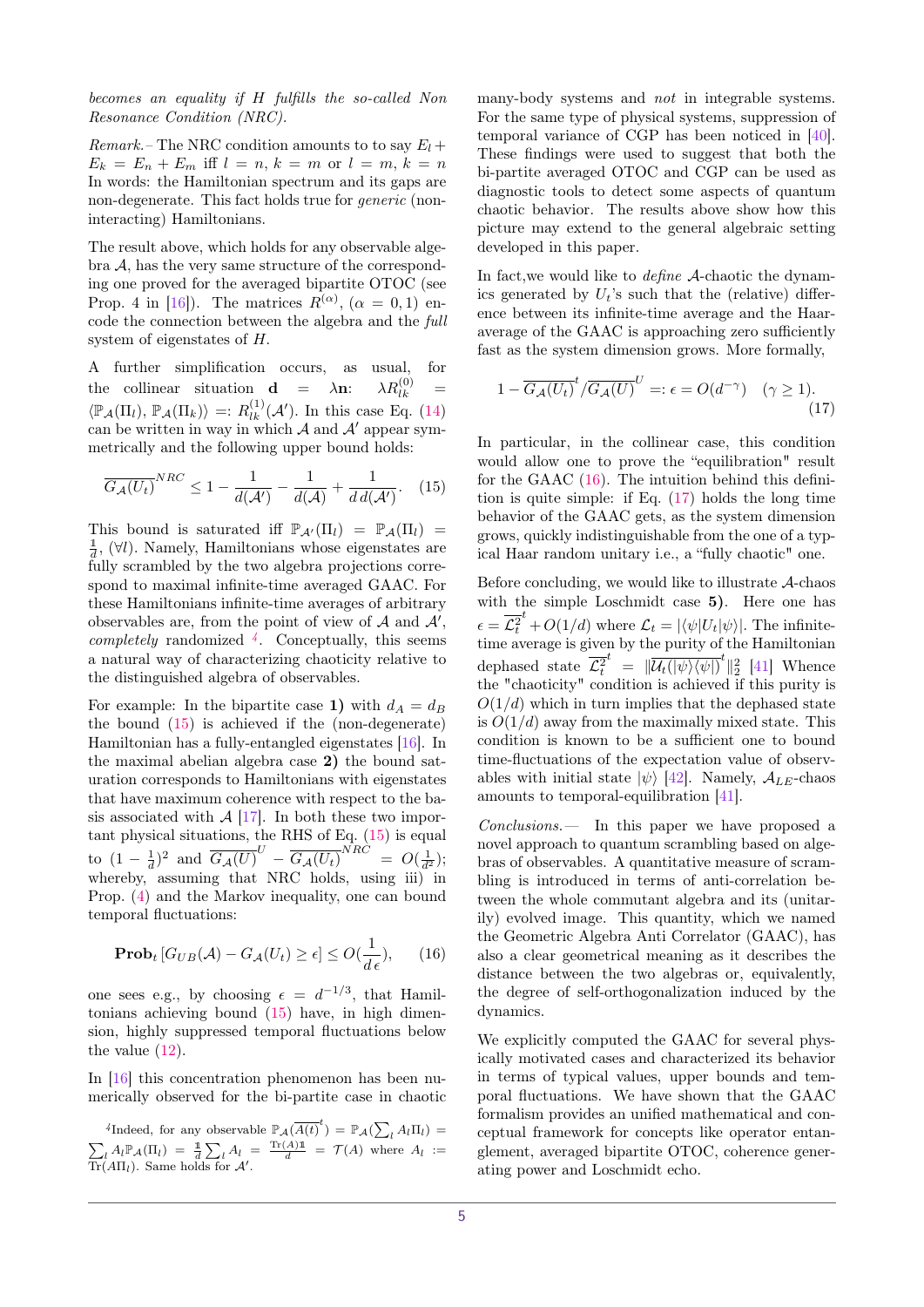*becomes an equality if $H$ fulfills the so-called Non Resonance Condition (NRC).*

*Remark.–* The NRC condition amounts to to say $E_l + E_k = E_n + E_m$ iff $l = n,\, k = m$ or $l = m,\, k = n$ In words: the Hamiltonian spectrum and its gaps are non-degenerate. This fact holds true for *generic* (non-interacting) Hamiltonians.

The result above, which holds for any observable algebra $\mathcal{A}$, has the very same structure of the corresponding one proved for the averaged bipartite OTOC (see Prop. 4 in [16]). The matrices $R^{(\alpha)}$, $(\alpha = 0, 1)$ encode the connection between the algebra and the *full* system of eigenstates of $H$.

A further simplification occurs, as usual, for the collinear situation $\mathbf{d} = \lambda \mathbf{n}$: $\lambda R^{(0)}_{lk} = \langle \mathbb{P}_{\mathcal{A}}(\Pi_l), \mathbb{P}_{\mathcal{A}}(\Pi_k)\rangle =: R^{(1)}_{lk}(\mathcal{A}')$. In this case Eq. (14) can be written in way in which $\mathcal{A}$ and $\mathcal{A}'$ appear symmetrically and the following upper bound holds:

$$\overline{G_{\mathcal{A}}(U_t)}^{NRC} \le 1 - \frac{1}{d(\mathcal{A}')} - \frac{1}{d(\mathcal{A})} + \frac{1}{d\, d(\mathcal{A}')}. \quad (15)$$

This bound is saturated iff $\mathbb{P}_{\mathcal{A}'}(\Pi_l) = \mathbb{P}_{\mathcal{A}}(\Pi_l) = \frac{1}{d}$, $(\forall l)$. Namely, Hamiltonians whose eigenstates are fully scrambled by the two algebra projections correspond to maximal infinite-time averaged GAAC. For these Hamiltonians infinite-time averages of arbitrary observables are, from the point of view of $\mathcal{A}$ and $\mathcal{A}'$, *completely* randomized [4]. Conceptually, this seems a natural way of characterizing chaoticity relative to the distinguished algebra of observables.

For example: In the bipartite case **1)** with $d_A = d_B$ the bound (15) is achieved if the (non-degenerate) Hamiltonian has a fully-entangled eigenstates [16]. In the maximal abelian algebra case **2)** the bound saturation corresponds to Hamiltonians with eigenstates that have maximum coherence with respect to the basis associated with $\mathcal{A}$ [17]. In both these two important physical situations, the RHS of Eq. (15) is equal to $(1-\frac{1}{d})^2$ and $\overline{G_{\mathcal{A}}(U)}^U - \overline{G_{\mathcal{A}}(U_t)}^{NRC} = O(\frac{1}{d^2})$; whereby, assuming that NRC holds, using iii) in Prop. (4) and the Markov inequality, one can bound temporal fluctuations:

$$\mathbf{Prob}_t \left[G_{UB}(\mathcal{A}) - G_{\mathcal{A}}(U_t) \ge \epsilon\right] \le O(\frac{1}{d\,\epsilon}), \quad (16)$$

one sees e.g., by choosing $\epsilon = d^{-1/3}$, that Hamiltonians achieving bound (15) have, in high dimension, highly suppressed temporal fluctuations below the value (12).

In [16] this concentration phenomenon has been numerically observed for the bi-partite case in chaotic many-body systems and *not* in integrable systems. For the same type of physical systems, suppression of temporal variance of CGP has been noticed in [40]. These findings were used to suggest that both the bi-partite averaged OTOC and CGP can be used as diagnostic tools to detect some aspects of quantum chaotic behavior. The results above show how this picture may extend to the general algebraic setting developed in this paper.

In fact,we would like to *define* $\mathcal{A}$-chaotic the dynamics generated by $U_t$'s such that the (relative) difference between its infinite-time average and the Haar-average of the GAAC is approaching zero sufficiently fast as the system dimension grows. More formally,

$$1 - \overline{G_{\mathcal{A}}(U_t)}^t / \overline{G_{\mathcal{A}}(U)}^U =: \epsilon = O(d^{-\gamma}) \quad (\gamma \ge 1). \quad (17)$$

In particular, in the collinear case, this condition would allow one to prove the "equilibration" result for the GAAC (16). The intuition behind this definition is quite simple: if Eq. (17) holds the long time behavior of the GAAC gets, as the system dimension grows, quickly indistinguishable from the one of a typical Haar random unitary i.e., a "fully chaotic" one.

Before concluding, we would like to illustrate $\mathcal{A}$-chaos with the simple Loschmidt case **5)**. Here one has $\epsilon = \overline{\mathcal{L}_t^2}^t + O(1/d)$ where $\mathcal{L}_t = |\langle\psi|U_t|\psi\rangle|$. The infinite-time average is given by the purity of the Hamiltonian dephased state $\overline{\mathcal{L}_t^2}^t = \|\overline{\mathcal{U}_t(|\psi\rangle\langle\psi|)}^t\|_2^2$ [41] Whence the "chaoticity" condition is achieved if this purity is $O(1/d)$ which in turn implies that the dephased state is $O(1/d)$ away from the maximally mixed state. This condition is known to be a sufficient one to bound time-fluctuations of the expectation value of observables with initial state $|\psi\rangle$ [42]. Namely, $\mathcal{A}_{LE}$-chaos amounts to temporal-equilibration [41].

*Conclusions.—* In this paper we have proposed a novel approach to quantum scrambling based on algebras of observables. A quantitative measure of scrambling is introduced in terms of anti-correlation between the whole commutant algebra and its (unitarily) evolved image. This quantity, which we named the Geometric Algebra Anti Correlator (GAAC), has also a clear geometrical meaning as it describes the distance between the two algebras or, equivalently, the degree of self-orthogonalization induced by the dynamics.

We explicitly computed the GAAC for several physically motivated cases and characterized its behavior in terms of typical values, upper bounds and temporal fluctuations. We have shown that the GAAC formalism provides an unified mathematical and conceptual framework for concepts like operator entanglement, averaged bipartite OTOC, coherence generating power and Loschmidt echo.

---

[4] Indeed, for any observable $\mathbb{P}_{\mathcal{A}}(\overline{A(t)}^t) = \mathbb{P}_{\mathcal{A}}(\sum_l A_l \Pi_l) = \sum_l A_l \mathbb{P}_{\mathcal{A}}(\Pi_l) = \frac{\mathbb{1}}{d}\sum_l A_l = \frac{\mathrm{Tr}(A)\mathbb{1}}{d} = \mathcal{T}(A)$ where $A_l := \mathrm{Tr}(A\Pi_l)$. Same holds for $\mathcal{A}'$.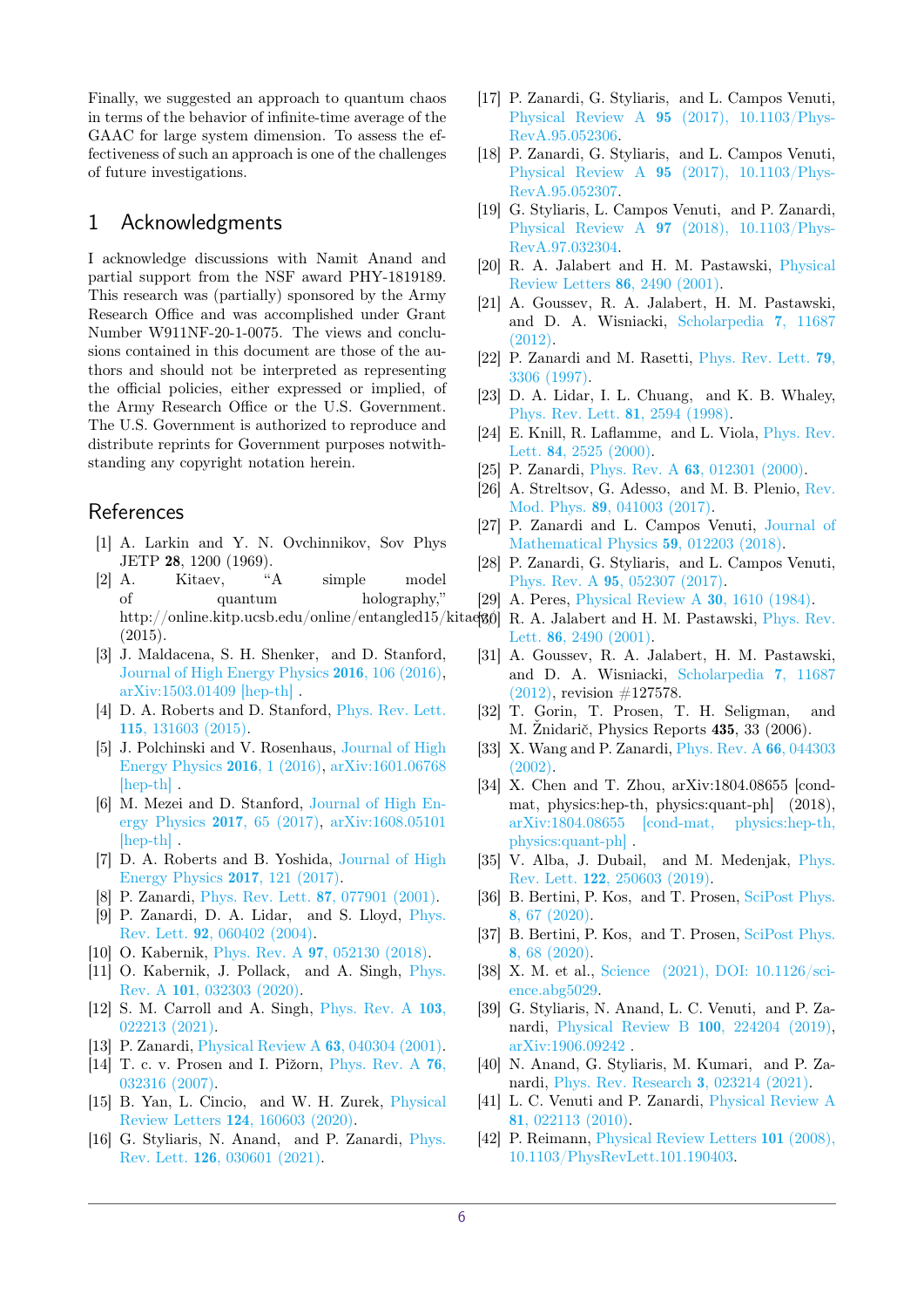Finally, we suggested an approach to quantum chaos in terms of the behavior of infinite-time average of the GAAC for large system dimension. To assess the effectiveness of such an approach is one of the challenges of future investigations.

# 1 Acknowledgments

I acknowledge discussions with Namit Anand and partial support from the NSF award PHY-1819189. This research was (partially) sponsored by the Army Research Office and was accomplished under Grant Number W911NF-20-1-0075. The views and conclusions contained in this document are those of the authors and should not be interpreted as representing the official policies, either expressed or implied, of the Army Research Office or the U.S. Government. The U.S. Government is authorized to reproduce and distribute reprints for Government purposes notwithstanding any copyright notation herein.

# References

[1] A. Larkin and Y. N. Ovchinnikov, Sov Phys JETP **28**, 1200 (1969).

[2] A. Kitaev, "A simple model of quantum holography," http://online.kitp.ucsb.edu/online/entangled15/kitaev/ (2015).

[3] J. Maldacena, S. H. Shenker, and D. Stanford, Journal of High Energy Physics **2016**, 106 (2016), arXiv:1503.01409 [hep-th] .

[4] D. A. Roberts and D. Stanford, Phys. Rev. Lett. **115**, 131603 (2015).

[5] J. Polchinski and V. Rosenhaus, Journal of High Energy Physics **2016**, 1 (2016), arXiv:1601.06768 [hep-th] .

[6] M. Mezei and D. Stanford, Journal of High Energy Physics **2017**, 65 (2017), arXiv:1608.05101 [hep-th] .

[7] D. A. Roberts and B. Yoshida, Journal of High Energy Physics **2017**, 121 (2017).

[8] P. Zanardi, Phys. Rev. Lett. **87**, 077901 (2001).

[9] P. Zanardi, D. A. Lidar, and S. Lloyd, Phys. Rev. Lett. **92**, 060402 (2004).

[10] O. Kabernik, Phys. Rev. A **97**, 052130 (2018).

[11] O. Kabernik, J. Pollack, and A. Singh, Phys. Rev. A **101**, 032303 (2020).

[12] S. M. Carroll and A. Singh, Phys. Rev. A **103**, 022213 (2021).

[13] P. Zanardi, Physical Review A **63**, 040304 (2001).

[14] T. c. v. Prosen and I. Pižorn, Phys. Rev. A **76**, 032316 (2007).

[15] B. Yan, L. Cincio, and W. H. Zurek, Physical Review Letters **124**, 160603 (2020).

[16] G. Styliaris, N. Anand, and P. Zanardi, Phys. Rev. Lett. **126**, 030601 (2021).

[17] P. Zanardi, G. Styliaris, and L. Campos Venuti, Physical Review A **95** (2017), 10.1103/PhysRevA.95.052306.

[18] P. Zanardi, G. Styliaris, and L. Campos Venuti, Physical Review A **95** (2017), 10.1103/PhysRevA.95.052307.

[19] G. Styliaris, L. Campos Venuti, and P. Zanardi, Physical Review A **97** (2018), 10.1103/PhysRevA.97.032304.

[20] R. A. Jalabert and H. M. Pastawski, Physical Review Letters **86**, 2490 (2001).

[21] A. Goussev, R. A. Jalabert, H. M. Pastawski, and D. A. Wisniacki, Scholarpedia **7**, 11687 (2012).

[22] P. Zanardi and M. Rasetti, Phys. Rev. Lett. **79**, 3306 (1997).

[23] D. A. Lidar, I. L. Chuang, and K. B. Whaley, Phys. Rev. Lett. **81**, 2594 (1998).

[24] E. Knill, R. Laflamme, and L. Viola, Phys. Rev. Lett. **84**, 2525 (2000).

[25] P. Zanardi, Phys. Rev. A **63**, 012301 (2000).

[26] A. Streltsov, G. Adesso, and M. B. Plenio, Rev. Mod. Phys. **89**, 041003 (2017).

[27] P. Zanardi and L. Campos Venuti, Journal of Mathematical Physics **59**, 012203 (2018).

[28] P. Zanardi, G. Styliaris, and L. Campos Venuti, Phys. Rev. A **95**, 052307 (2017).

[29] A. Peres, Physical Review A **30**, 1610 (1984).

[30] R. A. Jalabert and H. M. Pastawski, Phys. Rev. Lett. **86**, 2490 (2001).

[31] A. Goussev, R. A. Jalabert, H. M. Pastawski, and D. A. Wisniacki, Scholarpedia **7**, 11687 (2012), revision #127578.

[32] T. Gorin, T. Prosen, T. H. Seligman, and M. Žnidarič, Physics Reports **435**, 33 (2006).

[33] X. Wang and P. Zanardi, Phys. Rev. A **66**, 044303 (2002).

[34] X. Chen and T. Zhou, arXiv:1804.08655 [cond-mat, physics:hep-th, physics:quant-ph] (2018), arXiv:1804.08655 [cond-mat, physics:hep-th, physics:quant-ph] .

[35] V. Alba, J. Dubail, and M. Medenjak, Phys. Rev. Lett. **122**, 250603 (2019).

[36] B. Bertini, P. Kos, and T. Prosen, SciPost Phys. **8**, 67 (2020).

[37] B. Bertini, P. Kos, and T. Prosen, SciPost Phys. **8**, 68 (2020).

[38] X. M. et al., Science (2021), DOI: 10.1126/science.abg5029.

[39] G. Styliaris, N. Anand, L. C. Venuti, and P. Zanardi, Physical Review B **100**, 224204 (2019), arXiv:1906.09242 .

[40] N. Anand, G. Styliaris, M. Kumari, and P. Zanardi, Phys. Rev. Research **3**, 023214 (2021).

[41] L. C. Venuti and P. Zanardi, Physical Review A **81**, 022113 (2010).

[42] P. Reimann, Physical Review Letters **101** (2008), 10.1103/PhysRevLett.101.190403.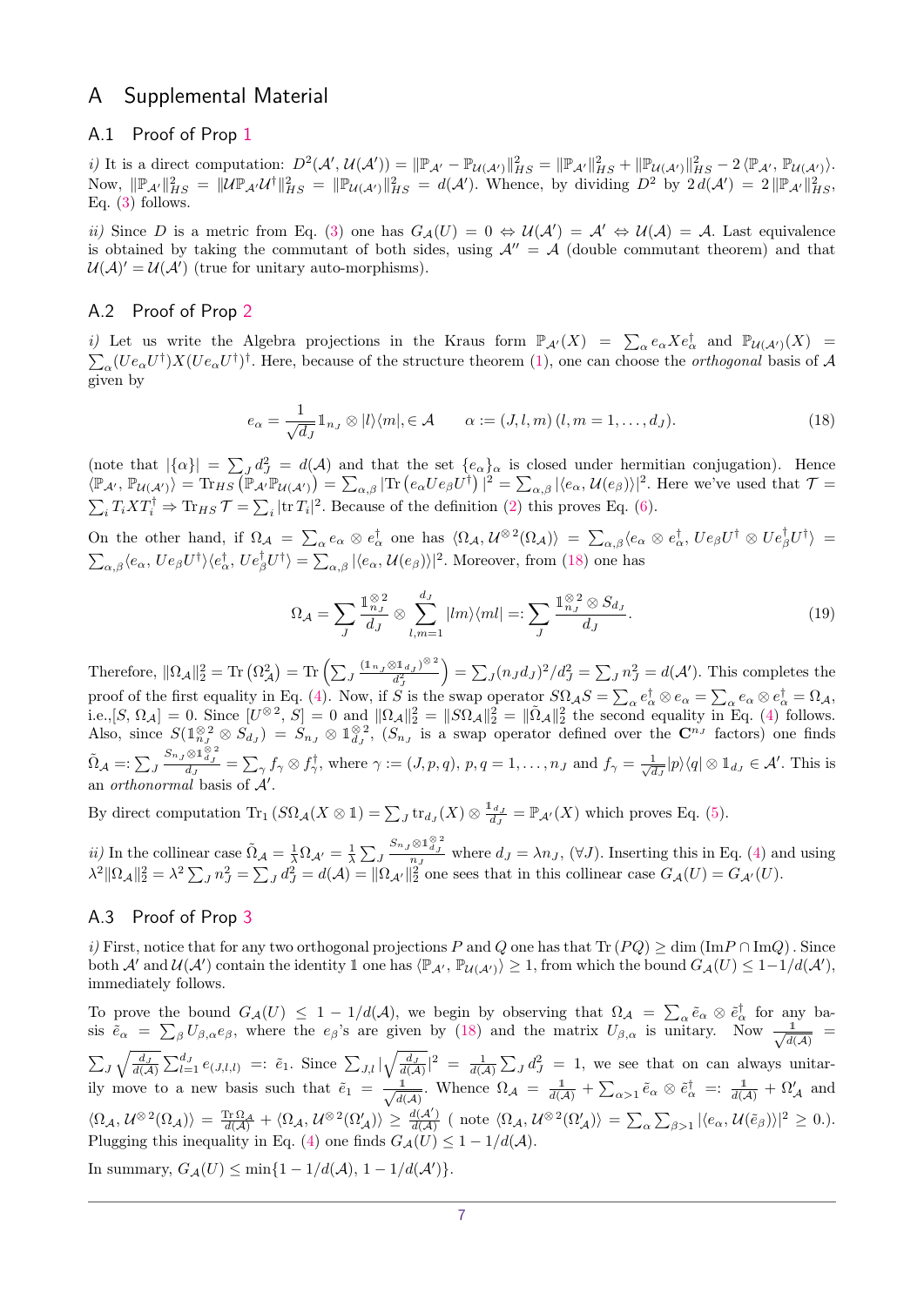# A Supplemental Material

## A.1 Proof of Prop 1

*i)* It is a direct computation: $D^2(\mathcal{A}', \mathcal{U}(\mathcal{A}')) = \|\mathbb{P}_{\mathcal{A}'} - \mathbb{P}_{\mathcal{U}(\mathcal{A}')}\|_{HS}^2 = \|\mathbb{P}_{\mathcal{A}'}\|_{HS}^2 + \|\mathbb{P}_{\mathcal{U}(\mathcal{A}')}\|_{HS}^2 - 2\,\langle \mathbb{P}_{\mathcal{A}'}, \mathbb{P}_{\mathcal{U}(\mathcal{A}')}\rangle$. Now, $\|\mathbb{P}_{\mathcal{A}'}\|_{HS}^2 = \|\mathcal{U}\mathbb{P}_{\mathcal{A}'}\mathcal{U}^\dagger\|_{HS}^2 = \|\mathbb{P}_{\mathcal{U}(\mathcal{A}')}\|_{HS}^2 = d(\mathcal{A}')$. Whence, by dividing $D^2$ by $2\,d(\mathcal{A}') = 2\,\|\mathbb{P}_{\mathcal{A}'}\|_{HS}^2$, Eq. (3) follows.

*ii)* Since $D$ is a metric from Eq. (3) one has $G_{\mathcal{A}}(U) = 0 \Leftrightarrow \mathcal{U}(\mathcal{A}') = \mathcal{A}' \Leftrightarrow \mathcal{U}(\mathcal{A}) = \mathcal{A}$. Last equivalence is obtained by taking the commutant of both sides, using $\mathcal{A}'' = \mathcal{A}$ (double commutant theorem) and that $\mathcal{U}(\mathcal{A})' = \mathcal{U}(\mathcal{A}')$ (true for unitary auto-morphisms).

## A.2 Proof of Prop 2

*i)* Let us write the Algebra projections in the Kraus form $\mathbb{P}_{\mathcal{A}'}(X) = \sum_\alpha e_\alpha X e_\alpha^\dagger$ and $\mathbb{P}_{\mathcal{U}(\mathcal{A}')}(X) = \sum_\alpha (Ue_\alpha U^\dagger) X (Ue_\alpha U^\dagger)^\dagger$. Here, because of the structure theorem (1), one can choose the *orthogonal* basis of $\mathcal{A}$ given by

$$e_\alpha = \frac{1}{\sqrt{d_J}} \mathbb{1}_{n_J} \otimes |l\rangle\langle m|, \in \mathcal{A} \qquad \alpha := (J, l, m)\,(l, m = 1, \ldots, d_J). \tag{18}$$

(note that $|\{\alpha\}| = \sum_J d_J^2 = d(\mathcal{A})$ and that the set $\{e_\alpha\}_\alpha$ is closed under hermitian conjugation). Hence $\langle \mathbb{P}_{\mathcal{A}'}, \mathbb{P}_{\mathcal{U}(\mathcal{A}')}\rangle = \mathrm{Tr}_{HS}\left(\mathbb{P}_{\mathcal{A}'}\mathbb{P}_{\mathcal{U}(\mathcal{A}')}\right) = \sum_{\alpha,\beta} |\mathrm{Tr}\left(e_\alpha U e_\beta U^\dagger\right)|^2 = \sum_{\alpha,\beta} |\langle e_\alpha, \mathcal{U}(e_\beta)\rangle|^2$. Here we've used that $\mathcal{T} = \sum_i T_i X T_i^\dagger \Rightarrow \mathrm{Tr}_{HS}\,\mathcal{T} = \sum_i |\mathrm{tr}\, T_i|^2$. Because of the definition (2) this proves Eq. (6).

On the other hand, if $\Omega_{\mathcal{A}} = \sum_\alpha e_\alpha \otimes e_\alpha^\dagger$ one has $\langle \Omega_{\mathcal{A}}, \mathcal{U}^{\otimes 2}(\Omega_{\mathcal{A}})\rangle = \sum_{\alpha,\beta} \langle e_\alpha \otimes e_\alpha^\dagger, U e_\beta U^\dagger \otimes U e_\beta^\dagger U^\dagger\rangle = \sum_{\alpha,\beta} \langle e_\alpha, U e_\beta U^\dagger\rangle \langle e_\alpha^\dagger, U e_\beta^\dagger U^\dagger\rangle = \sum_{\alpha,\beta} |\langle e_\alpha, \mathcal{U}(e_\beta)\rangle|^2$. Moreover, from (18) one has

$$\Omega_{\mathcal{A}} = \sum_J \frac{\mathbb{1}_{n_J}^{\otimes 2}}{d_J} \otimes \sum_{l,m=1}^{d_J} |lm\rangle\langle ml| =: \sum_J \frac{\mathbb{1}_{n_J}^{\otimes 2} \otimes S_{d_J}}{d_J}. \tag{19}$$

Therefore, $\|\Omega_{\mathcal{A}}\|_2^2 = \mathrm{Tr}\left(\Omega_{\mathcal{A}}^2\right) = \mathrm{Tr}\left(\sum_J \frac{(\mathbb{1}_{n_J} \otimes \mathbb{1}_{d_J})^{\otimes 2}}{d_J^2}\right) = \sum_J (n_J d_J)^2/d_J^2 = \sum_J n_J^2 = d(\mathcal{A}')$. This completes the proof of the first equality in Eq. (4). Now, if $S$ is the swap operator $S\Omega_{\mathcal{A}}S = \sum_\alpha e_\alpha^\dagger \otimes e_\alpha = \sum_\alpha e_\alpha \otimes e_\alpha^\dagger = \Omega_{\mathcal{A}}$, i.e.,$[S, \Omega_{\mathcal{A}}] = 0$. Since $[U^{\otimes 2}, S] = 0$ and $\|\Omega_{\mathcal{A}}\|_2^2 = \|S\Omega_{\mathcal{A}}\|_2^2 = \|\tilde{\Omega}_{\mathcal{A}}\|_2^2$ the second equality in Eq. (4) follows. Also, since $S(\mathbb{1}_{n_J}^{\otimes 2} \otimes S_{d_J}) = S_{n_J} \otimes \mathbb{1}_{d_J}^{\otimes 2}$, ($S_{n_J}$ is a swap operator defined over the $\mathbf{C}^{n_J}$ factors) one finds $\tilde{\Omega}_{\mathcal{A}} =: \sum_J \frac{S_{n_J} \otimes \mathbb{1}_{d_J}^{\otimes 2}}{d_J} = \sum_\gamma f_\gamma \otimes f_\gamma^\dagger$, where $\gamma := (J, p, q)$, $p, q = 1, \ldots, n_J$ and $f_\gamma = \frac{1}{\sqrt{d_J}} |p\rangle\langle q| \otimes \mathbb{1}_{d_J} \in \mathcal{A}'$. This is an *orthonormal* basis of $\mathcal{A}'$.

By direct computation $\mathrm{Tr}_1\left(S\Omega_{\mathcal{A}}(X \otimes \mathbb{1})\right) = \sum_J \mathrm{tr}_{d_J}(X) \otimes \frac{\mathbb{1}_{d_J}}{d_J} = \mathbb{P}_{\mathcal{A}'}(X)$ which proves Eq. (5).

*ii)* In the collinear case $\tilde{\Omega}_{\mathcal{A}} = \frac{1}{\lambda}\Omega_{\mathcal{A}'} = \frac{1}{\lambda}\sum_J \frac{S_{n_J} \otimes \mathbb{1}_{d_J}^{\otimes 2}}{n_J}$ where $d_J = \lambda n_J$, $(\forall J)$. Inserting this in Eq. (4) and using $\lambda^2 \|\Omega_{\mathcal{A}}\|_2^2 = \lambda^2 \sum_J n_J^2 = \sum_J d_J^2 = d(\mathcal{A}) = \|\Omega_{\mathcal{A}'}\|_2^2$ one sees that in this collinear case $G_{\mathcal{A}}(U) = G_{\mathcal{A}'}(U)$.

## A.3 Proof of Prop 3

*i)* First, notice that for any two orthogonal projections $P$ and $Q$ one has that $\mathrm{Tr}\,(PQ) \geq \dim\,(\mathrm{Im}P \cap \mathrm{Im}Q)$. Since both $\mathcal{A}'$ and $\mathcal{U}(\mathcal{A}')$ contain the identity $\mathbb{1}$ one has $\langle \mathbb{P}_{\mathcal{A}'}, \mathbb{P}_{\mathcal{U}(\mathcal{A}')}\rangle \geq 1$, from which the bound $G_{\mathcal{A}}(U) \leq 1 - 1/d(\mathcal{A}')$, immediately follows.

To prove the bound $G_{\mathcal{A}}(U) \leq 1 - 1/d(\mathcal{A})$, we begin by observing that $\Omega_{\mathcal{A}} = \sum_\alpha \tilde{e}_\alpha \otimes \tilde{e}_\alpha^\dagger$ for any basis $\tilde{e}_\alpha = \sum_\beta U_{\beta,\alpha} e_\beta$, where the $e_\beta$'s are given by (18) and the matrix $U_{\beta,\alpha}$ is unitary. Now $\frac{\mathbb{1}}{\sqrt{d(\mathcal{A})}} = \sum_J \sqrt{\frac{d_J}{d(\mathcal{A})}} \sum_{l=1}^{d_J} e_{(J,l,l)} =: \tilde{e}_1$. Since $\sum_{J,l} |\sqrt{\frac{d_J}{d(\mathcal{A})}}|^2 = \frac{1}{d(\mathcal{A})}\sum_J d_J^2 = 1$, we see that on can always unitarily move to a new basis such that $\tilde{e}_1 = \frac{\mathbb{1}}{\sqrt{d(\mathcal{A})}}$. Whence $\Omega_{\mathcal{A}} = \frac{\mathbb{1}}{d(\mathcal{A})} + \sum_{\alpha>1} \tilde{e}_\alpha \otimes \tilde{e}_\alpha^\dagger =: \frac{\mathbb{1}}{d(\mathcal{A})} + \Omega'_{\mathcal{A}}$ and $\langle \Omega_{\mathcal{A}}, \mathcal{U}^{\otimes 2}(\Omega_{\mathcal{A}})\rangle = \frac{\mathrm{Tr}\,\Omega_{\mathcal{A}}}{d(\mathcal{A})} + \langle \Omega_{\mathcal{A}}, \mathcal{U}^{\otimes 2}(\Omega'_{\mathcal{A}})\rangle \geq \frac{d(\mathcal{A}')}{d(\mathcal{A})}$ ( note $\langle \Omega_{\mathcal{A}}, \mathcal{U}^{\otimes 2}(\Omega'_{\mathcal{A}})\rangle = \sum_\alpha \sum_{\beta>1} |\langle e_\alpha, \mathcal{U}(\tilde{e}_\beta)\rangle|^2 \geq 0$.). Plugging this inequality in Eq. (4) one finds $G_{\mathcal{A}}(U) \leq 1 - 1/d(\mathcal{A})$.

In summary, $G_{\mathcal{A}}(U) \leq \min\{1 - 1/d(\mathcal{A}),\, 1 - 1/d(\mathcal{A}')\}$.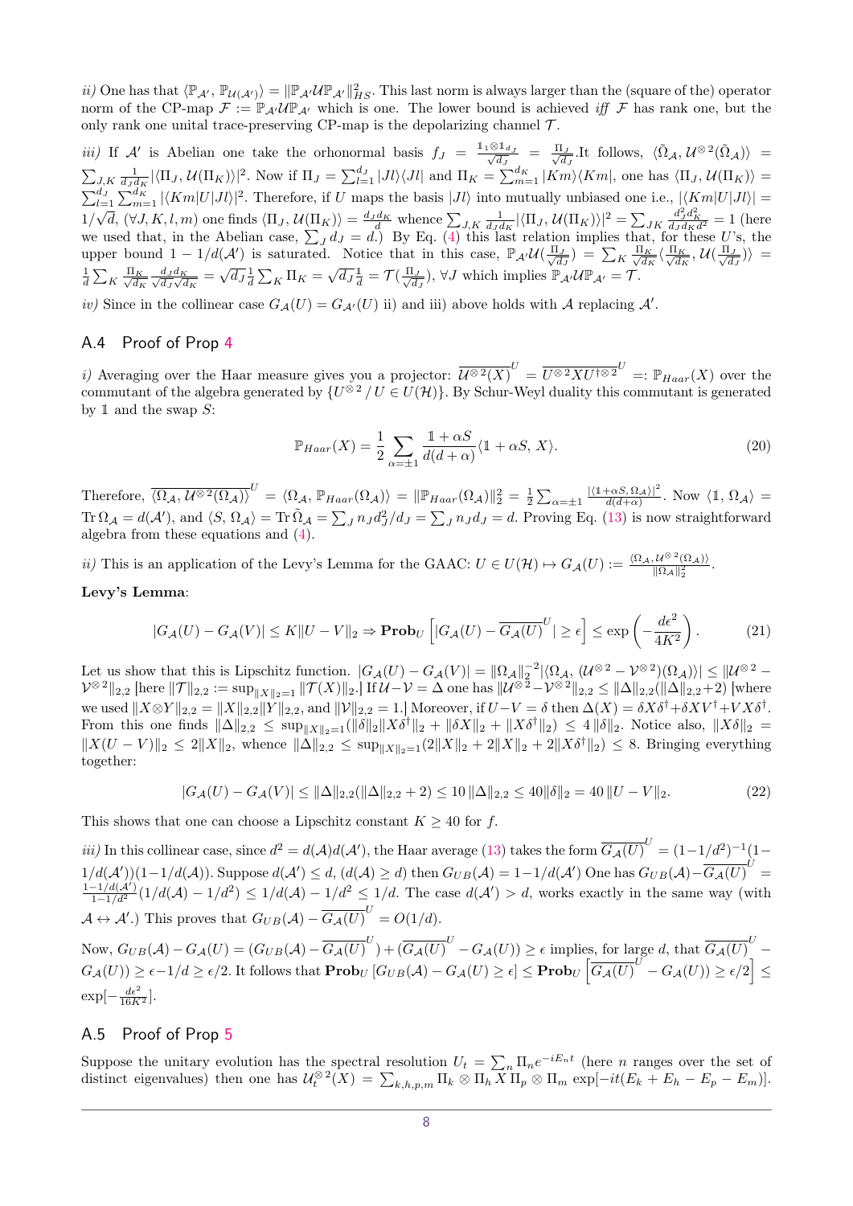*ii)* One has that $\langle \mathbb{P}_{\mathcal{A}'}, \mathbb{P}_{\mathcal{U}(\mathcal{A}')}\rangle = \|\mathbb{P}_{\mathcal{A}'}\mathcal{U}\mathbb{P}_{\mathcal{A}'}\|_{HS}^2$. This last norm is always larger than the (square of the) operator norm of the CP-map $\mathcal{F} := \mathbb{P}_{\mathcal{A}'}\mathcal{U}\mathbb{P}_{\mathcal{A}'}$ which is one. The lower bound is achieved *iff* $\mathcal{F}$ has rank one, but the only rank one unital trace-preserving CP-map is the depolarizing channel $\mathcal{T}$.

*iii)* If $\mathcal{A}'$ is Abelian one take the orhonormal basis $f_J = \frac{\mathbb{1}_1\otimes\mathbb{1}_{d_J}}{\sqrt{d_J}} = \frac{\Pi_J}{\sqrt{d_J}}$.It follows, $\langle \tilde\Omega_{\mathcal{A}}, \mathcal{U}^{\otimes 2}(\tilde\Omega_{\mathcal{A}})\rangle = \sum_{J,K}\frac{1}{d_Jd_K}|\langle \Pi_J, \mathcal{U}(\Pi_K)\rangle|^2$. Now if $\Pi_J = \sum_{l=1}^{d_J}|Jl\rangle\langle Jl|$ and $\Pi_K = \sum_{m=1}^{d_K}|Km\rangle\langle Km|$, one has $\langle \Pi_J, \mathcal{U}(\Pi_K)\rangle = \sum_{l=1}^{d_J}\sum_{m=1}^{d_K}|\langle Km|U|Jl\rangle|^2$. Therefore, if $U$ maps the basis $|Jl\rangle$ into mutually unbiased one i.e., $|\langle Km|U|Jl\rangle| = 1/\sqrt{d}$, $(\forall J, K, l, m)$ one finds $\langle \Pi_J, \mathcal{U}(\Pi_K)\rangle = \frac{d_Jd_K}{d}$ whence $\sum_{J,K}\frac{1}{d_Jd_K}|\langle \Pi_J, \mathcal{U}(\Pi_K)\rangle|^2 = \sum_{JK}\frac{d_J^2d_K^2}{d_Jd_Kd^2} = 1$ (here we used that, in the Abelian case, $\sum_J d_J = d$.) By Eq. (4) this last relation implies that, for these $U$'s, the upper bound $1 - 1/d(\mathcal{A}')$ is saturated. Notice that in this case, $\mathbb{P}_{\mathcal{A}'}\mathcal{U}(\frac{\Pi_J}{\sqrt{d_J}}) = \sum_K \frac{\Pi_K}{\sqrt{d_K}}\langle\frac{\Pi_K}{\sqrt{d_K}}, \mathcal{U}(\frac{\Pi_J}{\sqrt{d_J}})\rangle = \frac{1}{d}\sum_K \frac{\Pi_K}{\sqrt{d_K}}\frac{d_Jd_K}{\sqrt{d_J}\sqrt{d_K}} = \sqrt{d_J}\frac{1}{d}\sum_K \Pi_K = \sqrt{d_J}\frac{\mathbb{1}}{d} = \mathcal{T}(\frac{\Pi_J}{\sqrt{d_J}})$, $\forall J$ which implies $\mathbb{P}_{\mathcal{A}'}\mathcal{U}\mathbb{P}_{\mathcal{A}'} = \mathcal{T}$.

*iv)* Since in the collinear case $G_{\mathcal{A}}(U) = G_{\mathcal{A}'}(U)$ ii) and iii) above holds with $\mathcal{A}$ replacing $\mathcal{A}'$.

## A.4 Proof of Prop 4

*i)* Averaging over the Haar measure gives you a projector: $\overline{\mathcal{U}^{\otimes 2}(X)}^U = \overline{U^{\otimes 2}XU^{\dagger\otimes 2}}^U =: \mathbb{P}_{Haar}(X)$ over the commutant of the algebra generated by $\{U^{\otimes 2}\,/\,U \in U(\mathcal{H})\}$. By Schur-Weyl duality this commutant is generated by $\mathbb{1}$ and the swap $S$:

$$\mathbb{P}_{Haar}(X) = \frac{1}{2}\sum_{\alpha=\pm 1}\frac{\mathbb{1}+\alpha S}{d(d+\alpha)}\langle \mathbb{1}+\alpha S,\, X\rangle. \tag{20}$$

Therefore, $\overline{\langle \Omega_{\mathcal{A}}, \mathcal{U}^{\otimes 2}(\Omega_{\mathcal{A}})\rangle}^U = \langle \Omega_{\mathcal{A}}, \mathbb{P}_{Haar}(\Omega_{\mathcal{A}})\rangle = \|\mathbb{P}_{Haar}(\Omega_{\mathcal{A}})\|_2^2 = \frac{1}{2}\sum_{\alpha=\pm1}\frac{|\langle \mathbb{1}+\alpha S, \Omega_{\mathcal{A}}\rangle|^2}{d(d+\alpha)}$. Now $\langle \mathbb{1}, \Omega_{\mathcal{A}}\rangle = \operatorname{Tr}\Omega_{\mathcal{A}} = d(\mathcal{A}')$, and $\langle S, \Omega_{\mathcal{A}}\rangle = \operatorname{Tr}\tilde\Omega_{\mathcal{A}} = \sum_J n_Jd_J^2/d_J = \sum_J n_Jd_J = d$. Proving Eq. (13) is now straightforward algebra from these equations and (4).

*ii)* This is an application of the Levy's Lemma for the GAAC: $U \in U(\mathcal{H}) \mapsto G_{\mathcal{A}}(U) := \frac{\langle \Omega_{\mathcal{A}}, \mathcal{U}^{\otimes 2}(\Omega_{\mathcal{A}})\rangle}{\|\Omega_{\mathcal{A}}\|_2^2}$.

**Levy's Lemma**:

$$|G_{\mathcal{A}}(U) - G_{\mathcal{A}}(V)| \le K\|U - V\|_2 \Rightarrow \mathbf{Prob}_U\left[|G_{\mathcal{A}}(U) - \overline{G_{\mathcal{A}}(U)}^U| \ge \epsilon\right] \le \exp\left(-\frac{d\epsilon^2}{4K^2}\right). \tag{21}$$

Let us show that this is Lipschitz function. $|G_{\mathcal{A}}(U) - G_{\mathcal{A}}(V)| = \|\Omega_{\mathcal{A}}\|_2^{-2}|\langle \Omega_{\mathcal{A}}, (\mathcal{U}^{\otimes 2} - \mathcal{V}^{\otimes 2})(\Omega_{\mathcal{A}})\rangle| \le \|\mathcal{U}^{\otimes 2} - \mathcal{V}^{\otimes 2}\|_{2,2}$ [here $\|\mathcal{T}\|_{2,2} := \sup_{\|X\|_2=1}\|\mathcal{T}(X)\|_2$.] If $\mathcal{U} - \mathcal{V} = \Delta$ one has $\|\mathcal{U}^{\otimes 2} - \mathcal{V}^{\otimes 2}\|_{2,2} \le \|\Delta\|_{2,2}(\|\Delta\|_{2,2}+2)$ [where we used $\|X\otimes Y\|_{2,2} = \|X\|_{2,2}\|Y\|_{2,2}$, and $\|\mathcal{V}\|_{2,2} = 1$.] Moreover, if $U - V = \delta$ then $\Delta(X) = \delta X\delta^\dagger + \delta XV^\dagger + VX\delta^\dagger$. From this one finds $\|\Delta\|_{2,2} \le \sup_{\|X\|_2=1}(\|\delta\|_2\|X\delta^\dagger\|_2 + \|\delta X\|_2 + \|X\delta^\dagger\|_2) \le 4\,\|\delta\|_2$. Notice also, $\|X\delta\|_2 = \|X(U-V)\|_2 \le 2\|X\|_2$, whence $\|\Delta\|_{2,2} \le \sup_{\|X\|_2=1}(2\|X\|_2 + 2\|X\|_2 + 2\|X\delta^\dagger\|_2) \le 8$. Bringing everything together:

$$|G_{\mathcal{A}}(U) - G_{\mathcal{A}}(V)| \le \|\Delta\|_{2,2}(\|\Delta\|_{2,2}+2) \le 10\,\|\Delta\|_{2,2} \le 40\|\delta\|_2 = 40\,\|U - V\|_2. \tag{22}$$

This shows that one can choose a Lipschitz constant $K \ge 40$ for $f$.

*iii)* In this collinear case, since $d^2 = d(\mathcal{A})d(\mathcal{A}')$, the Haar average (13) takes the form $\overline{G_{\mathcal{A}}(U)}^U = (1-1/d^2)^{-1}(1 - 1/d(\mathcal{A}'))(1-1/d(\mathcal{A}))$. Suppose $d(\mathcal{A}') \le d$, ($d(\mathcal{A}) \ge d$) then $G_{UB}(\mathcal{A}) = 1 - 1/d(\mathcal{A}')$ One has $G_{UB}(\mathcal{A}) - \overline{G_{\mathcal{A}}(U)}^U = \frac{1-1/d(\mathcal{A}')}{1-1/d^2}(1/d(\mathcal{A}) - 1/d^2) \le 1/d(\mathcal{A}) - 1/d^2 \le 1/d$. The case $d(\mathcal{A}') > d$, works exactly in the same way (with $\mathcal{A} \leftrightarrow \mathcal{A}'$.) This proves that $G_{UB}(\mathcal{A}) - \overline{G_{\mathcal{A}}(U)}^U = O(1/d)$.

Now, $G_{UB}(\mathcal{A}) - G_{\mathcal{A}}(U) = (G_{UB}(\mathcal{A}) - \overline{G_{\mathcal{A}}(U)}^U) + (\overline{G_{\mathcal{A}}(U)}^U - G_{\mathcal{A}}(U)) \ge \epsilon$ implies, for large $d$, that $\overline{G_{\mathcal{A}}(U)}^U - G_{\mathcal{A}}(U)) \ge \epsilon - 1/d \ge \epsilon/2$. It follows that $\mathbf{Prob}_U\left[G_{UB}(\mathcal{A}) - G_{\mathcal{A}}(U) \ge \epsilon\right] \le \mathbf{Prob}_U\left[\overline{G_{\mathcal{A}}(U)}^U - G_{\mathcal{A}}(U)) \ge \epsilon/2\right] \le \exp[-\frac{d\epsilon^2}{16K^2}]$.

## A.5 Proof of Prop 5

Suppose the unitary evolution has the spectral resolution $U_t = \sum_n \Pi_n e^{-iE_nt}$ (here $n$ ranges over the set of distinct eigenvalues) then one has $\mathcal{U}_t^{\otimes 2}(X) = \sum_{k,h,p,m}\Pi_k\otimes\Pi_h\,X\,\Pi_p\otimes\Pi_m\exp[-it(E_k + E_h - E_p - E_m)]$.